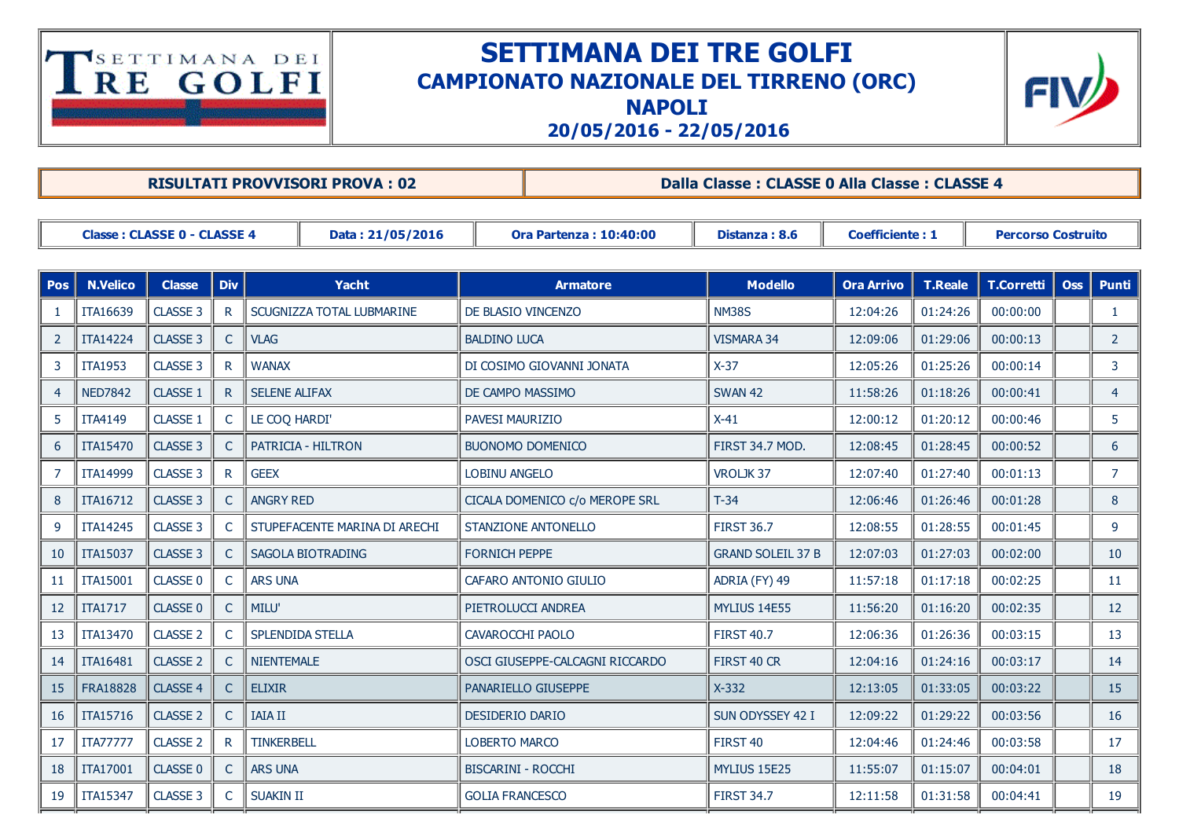# SETTIMANA DEI TRE GOLFI

## CAMPIONATO NAZIONALE DEL TIRRENO (ORC)

## NAPOLI

## 20/05/2016 - 22/05/2016

| RISULTATI PROVVISORI PROVA : 02 | Dalla Classe : CLASSE 0 Alla Classe : CLASSE 4 |
|---|---|

| Classe : CLASSE 0 - CLASSE 4 | Data : 21/05/2016 | Ora Partenza : 10:40:00 | Distanza : 8.6 | Coefficiente : 1 | Percorso Costruito |
|---|---|---|---|---|---|

| Pos | N.Velico | Classe | Div | Yacht | Armatore | Modello | Ora Arrivo | T.Reale | T.Corretti | Oss | Punti |
|---|---|---|---|---|---|---|---|---|---|---|---|
| 1 | ITA16639 | CLASSE 3 | R | SCUGNIZZA TOTAL LUBMARINE | DE BLASIO VINCENZO | NM38S | 12:04:26 | 01:24:26 | 00:00:00 | | 1 |
| 2 | ITA14224 | CLASSE 3 | C | VLAG | BALDINO LUCA | VISMARA 34 | 12:09:06 | 01:29:06 | 00:00:13 | | 2 |
| 3 | ITA1953 | CLASSE 3 | R | WANAX | DI COSIMO GIOVANNI JONATA | X-37 | 12:05:26 | 01:25:26 | 00:00:14 | | 3 |
| 4 | NED7842 | CLASSE 1 | R | SELENE ALIFAX | DE CAMPO MASSIMO | SWAN 42 | 11:58:26 | 01:18:26 | 00:00:41 | | 4 |
| 5 | ITA4149 | CLASSE 1 | C | LE COQ HARDI' | PAVESI MAURIZIO | X-41 | 12:00:12 | 01:20:12 | 00:00:46 | | 5 |
| 6 | ITA15470 | CLASSE 3 | C | PATRICIA - HILTRON | BUONOMO DOMENICO | FIRST 34.7 MOD. | 12:08:45 | 01:28:45 | 00:00:52 | | 6 |
| 7 | ITA14999 | CLASSE 3 | R | GEEX | LOBINU ANGELO | VROLJK 37 | 12:07:40 | 01:27:40 | 00:01:13 | | 7 |
| 8 | ITA16712 | CLASSE 3 | C | ANGRY RED | CICALA DOMENICO c/o MEROPE SRL | T-34 | 12:06:46 | 01:26:46 | 00:01:28 | | 8 |
| 9 | ITA14245 | CLASSE 3 | C | STUPEFACENTE MARINA DI ARECHI | STANZIONE ANTONELLO | FIRST 36.7 | 12:08:55 | 01:28:55 | 00:01:45 | | 9 |
| 10 | ITA15037 | CLASSE 3 | C | SAGOLA BIOTRADING | FORNICH PEPPE | GRAND SOLEIL 37 B | 12:07:03 | 01:27:03 | 00:02:00 | | 10 |
| 11 | ITA15001 | CLASSE 0 | C | ARS UNA | CAFARO ANTONIO GIULIO | ADRIA (FY) 49 | 11:57:18 | 01:17:18 | 00:02:25 | | 11 |
| 12 | ITA1717 | CLASSE 0 | C | MILU' | PIETROLUCCI ANDREA | MYLIUS 14E55 | 11:56:20 | 01:16:20 | 00:02:35 | | 12 |
| 13 | ITA13470 | CLASSE 2 | C | SPLENDIDA STELLA | CAVAROCCHI PAOLO | FIRST 40.7 | 12:06:36 | 01:26:36 | 00:03:15 | | 13 |
| 14 | ITA16481 | CLASSE 2 | C | NIENTEMALE | OSCI GIUSEPPE-CALCAGNI RICCARDO | FIRST 40 CR | 12:04:16 | 01:24:16 | 00:03:17 | | 14 |
| 15 | FRA18828 | CLASSE 4 | C | ELIXIR | PANARIELLO GIUSEPPE | X-332 | 12:13:05 | 01:33:05 | 00:03:22 | | 15 |
| 16 | ITA15716 | CLASSE 2 | C | IAIA II | DESIDERIO DARIO | SUN ODYSSEY 42 I | 12:09:22 | 01:29:22 | 00:03:56 | | 16 |
| 17 | ITA77777 | CLASSE 2 | R | TINKERBELL | LOBERTO MARCO | FIRST 40 | 12:04:46 | 01:24:46 | 00:03:58 | | 17 |
| 18 | ITA17001 | CLASSE 0 | C | ARS UNA | BISCARINI - ROCCHI | MYLIUS 15E25 | 11:55:07 | 01:15:07 | 00:04:01 | | 18 |
| 19 | ITA15347 | CLASSE 3 | C | SUAKIN II | GOLIA FRANCESCO | FIRST 34.7 | 12:11:58 | 01:31:58 | 00:04:41 | | 19 |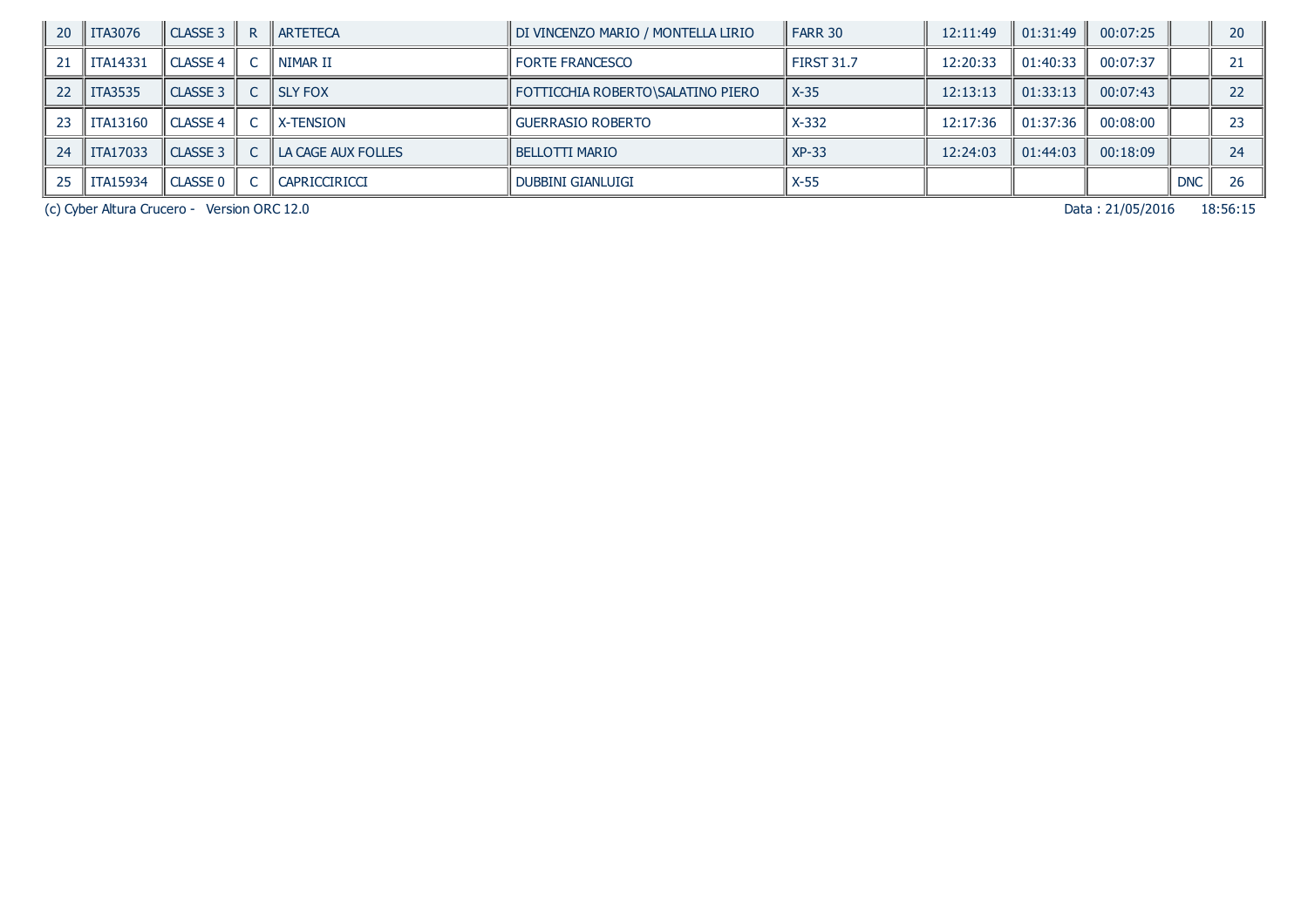| | | | | | | | | | | | |
|---|---|---|---|---|---|---|---|---|---|---|---|
| 20 | ITA3076 | CLASSE 3 | R | ARTETECA | DI VINCENZO MARIO / MONTELLA LIRIO | FARR 30 | 12:11:49 | 01:31:49 | 00:07:25 | | 20 |
| 21 | ITA14331 | CLASSE 4 | C | NIMAR II | FORTE FRANCESCO | FIRST 31.7 | 12:20:33 | 01:40:33 | 00:07:37 | | 21 |
| 22 | ITA3535 | CLASSE 3 | C | SLY FOX | FOTTICCHIA ROBERTO\SALATINO PIERO | X-35 | 12:13:13 | 01:33:13 | 00:07:43 | | 22 |
| 23 | ITA13160 | CLASSE 4 | C | X-TENSION | GUERRASIO ROBERTO | X-332 | 12:17:36 | 01:37:36 | 00:08:00 | | 23 |
| 24 | ITA17033 | CLASSE 3 | C | LA CAGE AUX FOLLES | BELLOTTI MARIO | XP-33 | 12:24:03 | 01:44:03 | 00:18:09 | | 24 |
| 25 | ITA15934 | CLASSE 0 | C | CAPRICCIRICCI | DUBBINI GIANLUIGI | X-55 | | | | DNC | 26 |

(c) Cyber Altura Crucero - Version ORC 12.0

Data : 21/05/2016 18:56:15